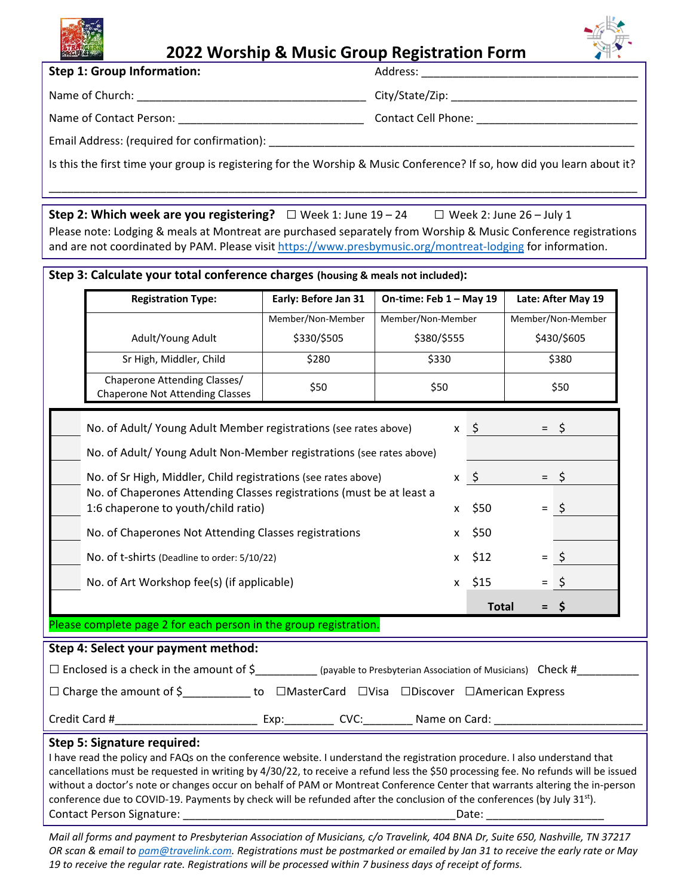# 2022 Worship & Music Group Registration Form

**Step 1: Group Information:**

Address: ___________________________________

Name of Church: ____________________________________

City/State/Zip: ______________________________

Name of Contact Person: _____________________________

Contact Cell Phone: _________________________

Email Address: (required for confirmation): ____________________________________________________________

Is this the first time your group is registering for the Worship & Music Conference? If so, how did you learn about it?

______________________________________________________________________________________________

**Step 2: Which week are you registering?** ☐ Week 1: June 19 – 24 ☐ Week 2: June 26 – July 1

Please note: Lodging & meals at Montreat are purchased separately from Worship & Music Conference registrations and are not coordinated by PAM. Please visit https://www.presbymusic.org/montreat-lodging for information.

**Step 3: Calculate your total conference charges (housing & meals not included):**

| Registration Type: | Early: Before Jan 31 | On-time: Feb 1 – May 19 | Late: After May 19 |
|---|---|---|---|
| | Member/Non-Member | Member/Non-Member | Member/Non-Member |
| Adult/Young Adult | $330/$505 | $380/$555 | $430/$605 |
| Sr High, Middler, Child | $280 | $330 | $380 |
| Chaperone Attending Classes/ Chaperone Not Attending Classes | $50 | $50 | $50 |

| | | | | | |
|---|---|---|---|---|---|
| | No. of Adult/ Young Adult Member registrations (see rates above) | x | $ | = | $ |
| | No. of Adult/ Young Adult Non-Member registrations (see rates above) | | | | |
| | No. of Sr High, Middler, Child registrations (see rates above) | x | $ | = | $ |
| | No. of Chaperones Attending Classes registrations (must be at least a 1:6 chaperone to youth/child ratio) | x | $50 | = | $ |
| | No. of Chaperones Not Attending Classes registrations | x | $50 | | |
| | No. of t-shirts (Deadline to order: 5/10/22) | x | $12 | = | $ |
| | No. of Art Workshop fee(s) (if applicable) | x | $15 | = | $ |
| | | | **Total** | **=** | **$** |

Please complete page 2 for each person in the group registration.

**Step 4: Select your payment method:**

☐ Enclosed is a check in the amount of $__________ (payable to Presbyterian Association of Musicians) Check #__________

☐ Charge the amount of $___________ to ☐MasterCard ☐Visa ☐Discover ☐American Express

Credit Card #_______________________ Exp:________ CVC:________ Name on Card: _______________________

**Step 5: Signature required:**

I have read the policy and FAQs on the conference website. I understand the registration procedure. I also understand that cancellations must be requested in writing by 4/30/22, to receive a refund less the $50 processing fee. No refunds will be issued without a doctor's note or changes occur on behalf of PAM or Montreat Conference Center that warrants altering the in-person conference due to COVID-19. Payments by check will be refunded after the conclusion of the conferences (by July 31st).

Contact Person Signature: _____________________________________________Date: ___________________

*Mail all forms and payment to Presbyterian Association of Musicians, c/o Travelink, 404 BNA Dr, Suite 650, Nashville, TN 37217 OR scan & email to pam@travelink.com. Registrations must be postmarked or emailed by Jan 31 to receive the early rate or May 19 to receive the regular rate. Registrations will be processed within 7 business days of receipt of forms.*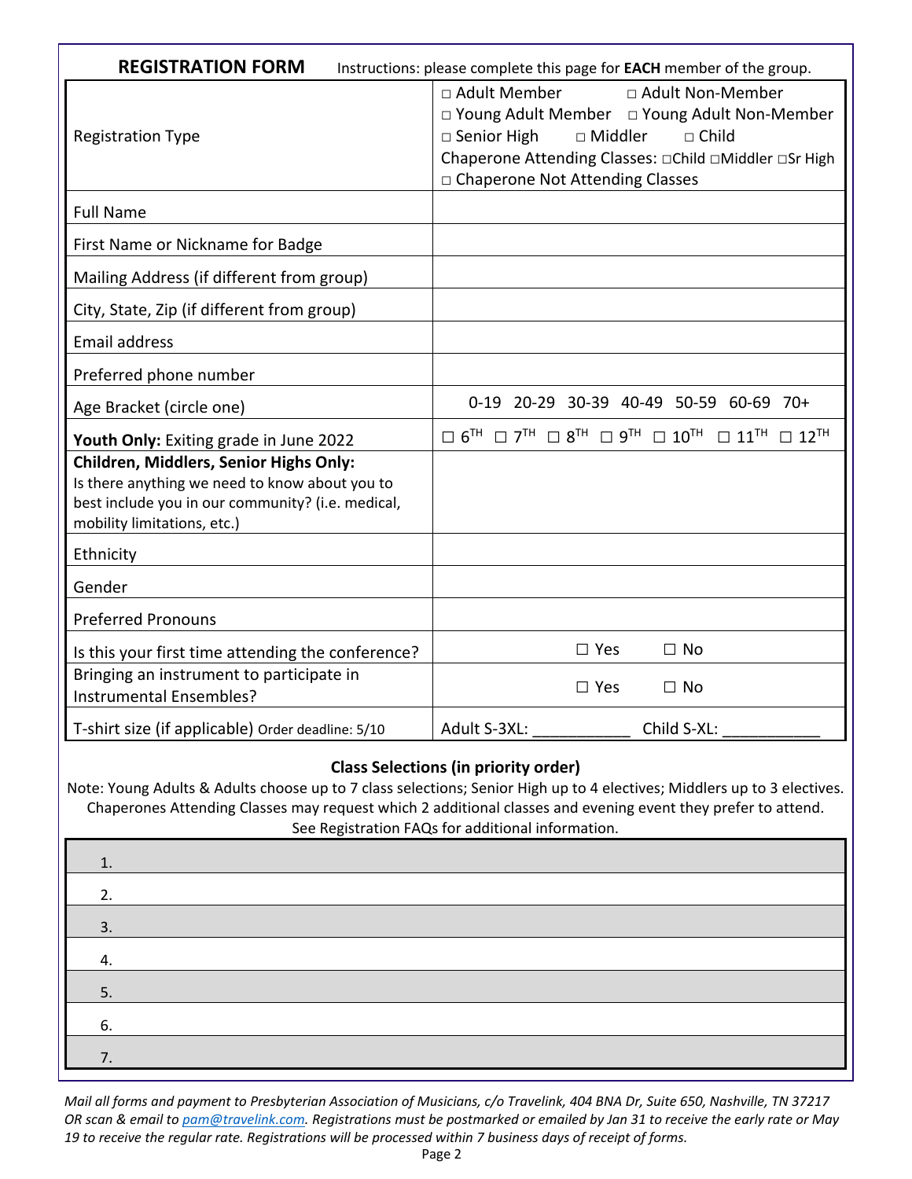**REGISTRATION FORM** Instructions: please complete this page for **EACH** member of the group.

| | |
|---|---|
| Registration Type | □ Adult Member □ Adult Non-Member<br>□ Young Adult Member □ Young Adult Non-Member<br>□ Senior High □ Middler □ Child<br>Chaperone Attending Classes: □Child □Middler □Sr High<br>□ Chaperone Not Attending Classes |
| Full Name | |
| First Name or Nickname for Badge | |
| Mailing Address (if different from group) | |
| City, State, Zip (if different from group) | |
| Email address | |
| Preferred phone number | |
| Age Bracket (circle one) | 0-19 20-29 30-39 40-49 50-59 60-69 70+ |
| **Youth Only:** Exiting grade in June 2022 | ☐ 6TH ☐ 7TH ☐ 8TH ☐ 9TH ☐ 10TH ☐ 11TH ☐ 12TH |
| **Children, Middlers, Senior Highs Only:** Is there anything we need to know about you to best include you in our community? (i.e. medical, mobility limitations, etc.) | |
| Ethnicity | |
| Gender | |
| Preferred Pronouns | |
| Is this your first time attending the conference? | ☐ Yes ☐ No |
| Bringing an instrument to participate in Instrumental Ensembles? | ☐ Yes ☐ No |
| T-shirt size (if applicable) Order deadline: 5/10 | Adult S-3XL: ___________ Child S-XL: ___________ |

**Class Selections (in priority order)**

Note: Young Adults & Adults choose up to 7 class selections; Senior High up to 4 electives; Middlers up to 3 electives. Chaperones Attending Classes may request which 2 additional classes and evening event they prefer to attend. See Registration FAQs for additional information.

| | |
|---|---|
| 1. | |
| 2. | |
| 3. | |
| 4. | |
| 5. | |
| 6. | |
| 7. | |

*Mail all forms and payment to Presbyterian Association of Musicians, c/o Travelink, 404 BNA Dr, Suite 650, Nashville, TN 37217 OR scan & email to pam@travelink.com. Registrations must be postmarked or emailed by Jan 31 to receive the early rate or May 19 to receive the regular rate. Registrations will be processed within 7 business days of receipt of forms.*